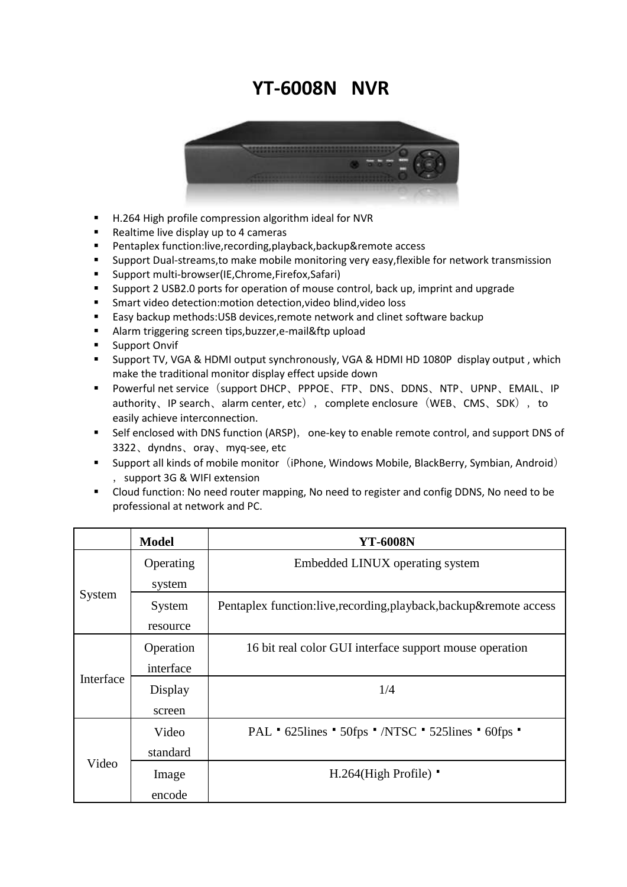# YT-6008N NVR

- H.264 High profile compression algorithm ideal for NVR
- Realtime live display up to 4 cameras
- Pentaplex function:live,recording,playback,backup&remote access
- Support Dual-streams,to make mobile monitoring very easy,flexible for network transmission
- Support multi-browser(IE,Chrome,Firefox,Safari)
- Support 2 USB2.0 ports for operation of mouse control, back up, imprint and upgrade
- Smart video detection:motion detection,video blind,video loss
- Easy backup methods:USB devices,remote network and clinet software backup
- Alarm triggering screen tips,buzzer,e-mail&ftp upload
- Support Onvif
- Support TV, VGA & HDMI output synchronously, VGA & HDMI HD 1080P display output , which make the traditional monitor display effect upside down
- Powerful net service（support DHCP、PPPOE、FTP、DNS、DDNS、NTP、UPNP、EMAIL、IP authority、IP search、alarm center, etc），complete enclosure（WEB、CMS、SDK），to easily achieve interconnection.
- Self enclosed with DNS function (ARSP)，one-key to enable remote control, and support DNS of 3322、dyndns、oray、myq-see, etc
- Support all kinds of mobile monitor（iPhone, Windows Mobile, BlackBerry, Symbian, Android），support 3G & WIFI extension
- Cloud function: No need router mapping, No need to register and config DDNS, No need to be professional at network and PC.

| | **Model** | **YT-6008N** |
|---|---|---|
| System | Operating system | Embedded LINUX operating system |
| | System resource | Pentaplex function:live,recording,playback,backup&remote access |
| Interface | Operation interface | 16 bit real color GUI interface support mouse operation |
| | Display screen | 1/4 |
| Video | Video standard | PAL ▪ 625lines ▪ 50fps ▪ /NTSC ▪ 525lines ▪ 60fps ▪ |
| | Image encode | H.264(High Profile) ▪ |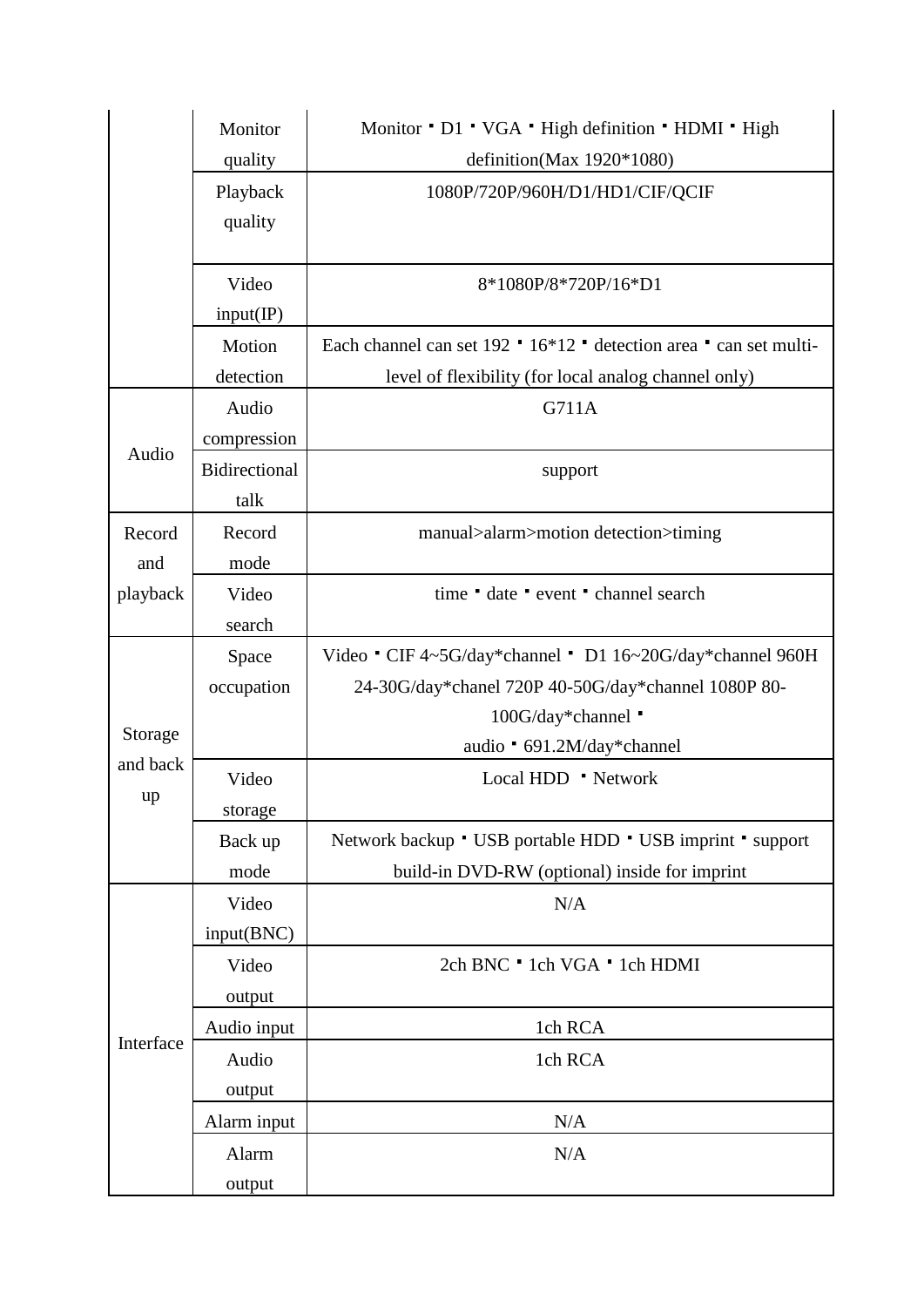| | | |
|---|---|---|
| | Monitor quality | Monitor · D1 · VGA · High definition · HDMI · High definition(Max 1920*1080) |
| | Playback quality | 1080P/720P/960H/D1/HD1/CIF/QCIF |
| | Video input(IP) | 8*1080P/8*720P/16*D1 |
| | Motion detection | Each channel can set 192 · 16*12 · detection area · can set multi-level of flexibility (for local analog channel only) |
| Audio | Audio compression | G711A |
| | Bidirectional talk | support |
| Record and playback | Record mode | manual>alarm>motion detection>timing |
| | Video search | time · date · event · channel search |
| Storage and back up | Space occupation | Video · CIF 4~5G/day*channel · D1 16~20G/day*channel 960H 24-30G/day*chanel 720P 40-50G/day*channel 1080P 80-100G/day*channel ·<br>audio · 691.2M/day*channel |
| | Video storage | Local HDD · Network |
| | Back up mode | Network backup · USB portable HDD · USB imprint · support build-in DVD-RW (optional) inside for imprint |
| Interface | Video input(BNC) | N/A |
| | Video output | 2ch BNC · 1ch VGA · 1ch HDMI |
| | Audio input | 1ch RCA |
| | Audio output | 1ch RCA |
| | Alarm input | N/A |
| | Alarm output | N/A |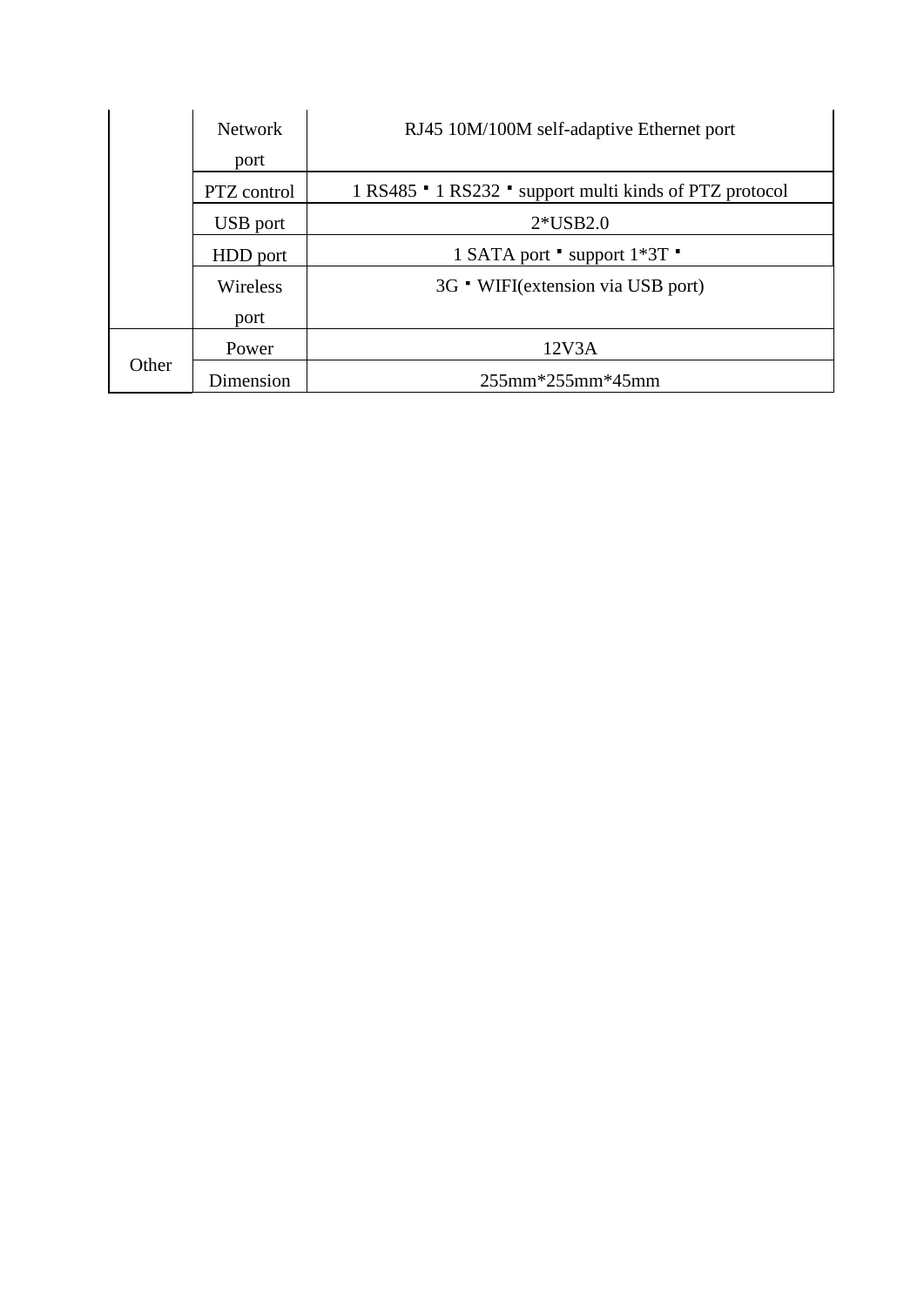| | | |
|---|---|---|
| | Network port | RJ45 10M/100M self-adaptive Ethernet port |
| | PTZ control | 1 RS485 ▪ 1 RS232 ▪ support multi kinds of PTZ protocol |
| | USB port | 2*USB2.0 |
| | HDD port | 1 SATA port ▪ support 1*3T ▪ |
| | Wireless port | 3G ▪ WIFI(extension via USB port) |
| Other | Power | 12V3A |
| | Dimension | 255mm*255mm*45mm |